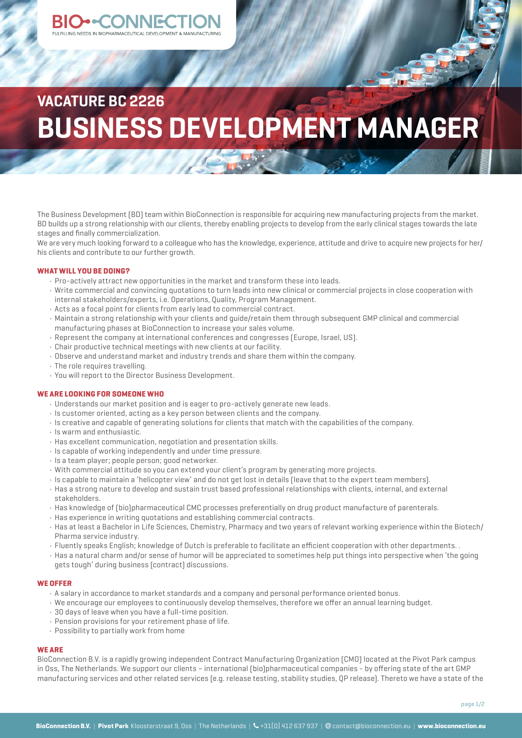BIO-CONNECTION

FULFILLING NEEDS IN BIOPHARMACEUTICAL DEVELOPMENT & MANUFACTURING

## VACATURE BC 2226

# BUSINESS DEVELOPMENT MANAGER

The Business Development (BD) team within BioConnection is responsible for acquiring new manufacturing projects from the market. BD builds up a strong relationship with our clients, thereby enabling projects to develop from the early clinical stages towards the late stages and finally commercialization.

We are very much looking forward to a colleague who has the knowledge, experience, attitude and drive to acquire new projects for her/his clients and contribute to our further growth.

### WHAT WILL YOU BE DOING?

- Pro-actively attract new opportunities in the market and transform these into leads.
- Write commercial and convincing quotations to turn leads into new clinical or commercial projects in close cooperation with internal stakeholders/experts, i.e. Operations, Quality, Program Management.
- Acts as a focal point for clients from early lead to commercial contract.
- Maintain a strong relationship with your clients and guide/retain them through subsequent GMP clinical and commercial manufacturing phases at BioConnection to increase your sales volume.
- Represent the company at international conferences and congresses (Europe, Israel, US).
- Chair productive technical meetings with new clients at our facility.
- Observe and understand market and industry trends and share them within the company.
- The role requires travelling.
- You will report to the Director Business Development.

### WE ARE LOOKING FOR SOMEONE WHO

- Understands our market position and is eager to pro-actively generate new leads.
- Is customer oriented, acting as a key person between clients and the company.
- Is creative and capable of generating solutions for clients that match with the capabilities of the company.
- Is warm and enthusiastic.
- Has excellent communication, negotiation and presentation skills.
- Is capable of working independently and under time pressure.
- Is a team player; people person; good networker.
- With commercial attitude so you can extend your client's program by generating more projects.
- Is capable to maintain a 'helicopter view' and do not get lost in details (leave that to the expert team members).
- Has a strong nature to develop and sustain trust based professional relationships with clients, internal, and external stakeholders.
- Has knowledge of (bio)pharmaceutical CMC processes preferentially on drug product manufacture of parenterals.
- Has experience in writing quotations and establishing commercial contracts.
- Has at least a Bachelor in Life Sciences, Chemistry, Pharmacy and two years of relevant working experience within the Biotech/ Pharma service industry.
- Fluently speaks English; knowledge of Dutch is preferable to facilitate an efficient cooperation with other departments. .
- Has a natural charm and/or sense of humor will be appreciated to sometimes help put things into perspective when 'the going gets tough' during business (contract) discussions.

### WE OFFER

- A salary in accordance to market standards and a company and personal performance oriented bonus.
- We encourage our employees to continuously develop themselves, therefore we offer an annual learning budget.
- 30 days of leave when you have a full-time position.
- Pension provisions for your retirement phase of life.
- Possibility to partially work from home

### WE ARE

BioConnection B.V. is a rapidly growing independent Contract Manufacturing Organization (CMO) located at the Pivot Park campus in Oss, The Netherlands. We support our clients – international (bio)pharmaceutical companies - by offering state of the art GMP manufacturing services and other related services (e.g. release testing, stability studies, QP release). Thereto we have a state of the

**BioConnection B.V.** | **Pivot Park** Kloosterstraat 9, Oss | The Netherlands | +31(0) 412 637 937 | contact@bioconnection.eu | **www.bioconnection.eu**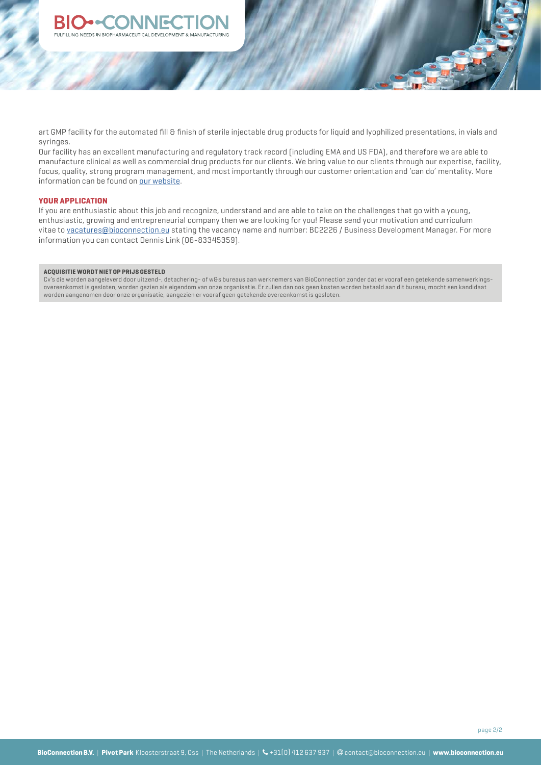art GMP facility for the automated fill & finish of sterile injectable drug products for liquid and lyophilized presentations, in vials and syringes.

Our facility has an excellent manufacturing and regulatory track record (including EMA and US FDA), and therefore we are able to manufacture clinical as well as commercial drug products for our clients. We bring value to our clients through our expertise, facility, focus, quality, strong program management, and most importantly through our customer orientation and 'can do' mentality. More information can be found on our website.

## YOUR APPLICATION

If you are enthusiastic about this job and recognize, understand and are able to take on the challenges that go with a young, enthusiastic, growing and entrepreneurial company then we are looking for you! Please send your motivation and curriculum vitae to vacatures@bioconnection.eu stating the vacancy name and number: BC2226 / Business Development Manager. For more information you can contact Dennis Link (06-83345359).

**ACQUISITIE WORDT NIET OP PRIJS GESTELD**

Cv's die worden aangeleverd door uitzend-, detachering- of w&s bureaus aan werknemers van BioConnection zonder dat er vooraf een getekende samenwerkings-overeenkomst is gesloten, worden gezien als eigendom van onze organisatie. Er zullen dan ook geen kosten worden betaald aan dit bureau, mocht een kandidaat worden aangenomen door onze organisatie, aangezien er vooraf geen getekende overeenkomst is gesloten.